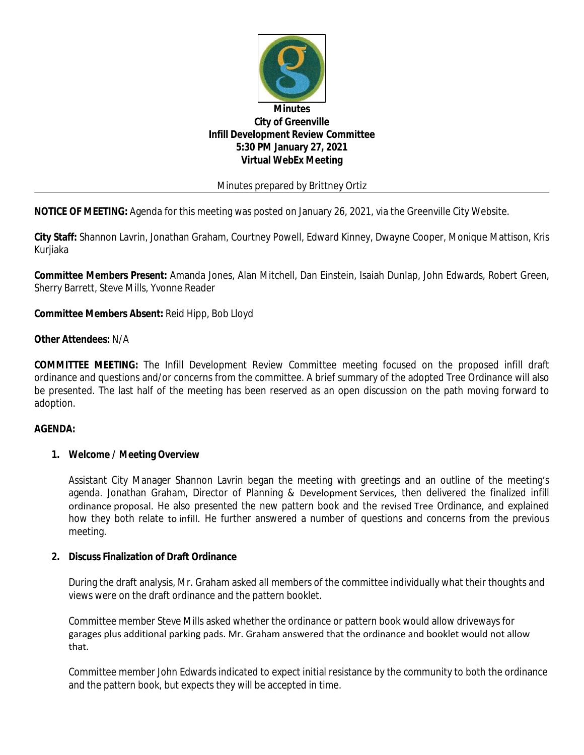**Minutes**
**City of Greenville**
**Infill Development Review Committee**
**5:30 PM January 27, 2021**
**Virtual WebEx Meeting**

Minutes prepared by Brittney Ortiz

---

**NOTICE OF MEETING:** Agenda for this meeting was posted on January 26, 2021, via the Greenville City Website.

**City Staff:** Shannon Lavrin, Jonathan Graham, Courtney Powell, Edward Kinney, Dwayne Cooper, Monique Mattison, Kris Kurjiaka

**Committee Members Present:** Amanda Jones, Alan Mitchell, Dan Einstein, Isaiah Dunlap, John Edwards, Robert Green, Sherry Barrett, Steve Mills, Yvonne Reader

**Committee Members Absent:** Reid Hipp, Bob Lloyd

**Other Attendees:** N/A

**COMMITTEE MEETING:** The Infill Development Review Committee meeting focused on the proposed infill draft ordinance and questions and/or concerns from the committee. A brief summary of the adopted Tree Ordinance will also be presented. The last half of the meeting has been reserved as an open discussion on the path moving forward to adoption.

**AGENDA:**

1. **Welcome / Meeting Overview**

   Assistant City Manager Shannon Lavrin began the meeting with greetings and an outline of the meeting's agenda. Jonathan Graham, Director of Planning & Development Services, then delivered the finalized infill ordinance proposal. He also presented the new pattern book and the revised Tree Ordinance, and explained how they both relate to infill. He further answered a number of questions and concerns from the previous meeting.

2. **Discuss Finalization of Draft Ordinance**

   During the draft analysis, Mr. Graham asked all members of the committee individually what their thoughts and views were on the draft ordinance and the pattern booklet.

   Committee member Steve Mills asked whether the ordinance or pattern book would allow driveways for garages plus additional parking pads. Mr. Graham answered that the ordinance and booklet would not allow that.

   Committee member John Edwards indicated to expect initial resistance by the community to both the ordinance and the pattern book, but expects they will be accepted in time.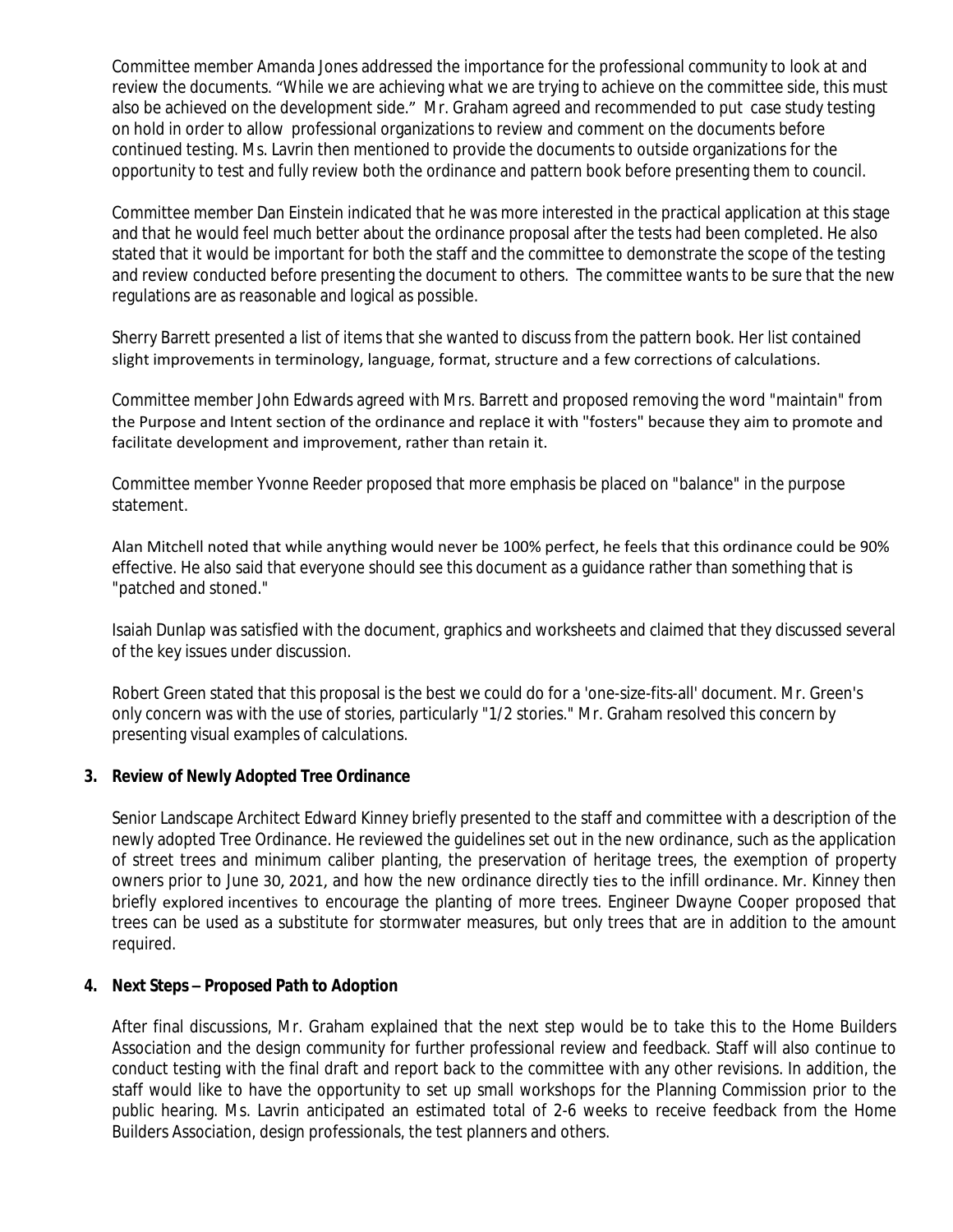Committee member Amanda Jones addressed the importance for the professional community to look at and review the documents. "While we are achieving what we are trying to achieve on the committee side, this must also be achieved on the development side." Mr. Graham agreed and recommended to put case study testing on hold in order to allow professional organizations to review and comment on the documents before continued testing. Ms. Lavrin then mentioned to provide the documents to outside organizations for the opportunity to test and fully review both the ordinance and pattern book before presenting them to council.

Committee member Dan Einstein indicated that he was more interested in the practical application at this stage and that he would feel much better about the ordinance proposal after the tests had been completed. He also stated that it would be important for both the staff and the committee to demonstrate the scope of the testing and review conducted before presenting the document to others. The committee wants to be sure that the new regulations are as reasonable and logical as possible.

Sherry Barrett presented a list of items that she wanted to discuss from the pattern book. Her list contained slight improvements in terminology, language, format, structure and a few corrections of calculations.

Committee member John Edwards agreed with Mrs. Barrett and proposed removing the word "maintain" from the Purpose and Intent section of the ordinance and replace it with "fosters" because they aim to promote and facilitate development and improvement, rather than retain it.

Committee member Yvonne Reeder proposed that more emphasis be placed on "balance" in the purpose statement.

Alan Mitchell noted that while anything would never be 100% perfect, he feels that this ordinance could be 90% effective. He also said that everyone should see this document as a guidance rather than something that is "patched and stoned."

Isaiah Dunlap was satisfied with the document, graphics and worksheets and claimed that they discussed several of the key issues under discussion.

Robert Green stated that this proposal is the best we could do for a 'one-size-fits-all' document. Mr. Green's only concern was with the use of stories, particularly "1/2 stories." Mr. Graham resolved this concern by presenting visual examples of calculations.

**3. Review of Newly Adopted Tree Ordinance**

Senior Landscape Architect Edward Kinney briefly presented to the staff and committee with a description of the newly adopted Tree Ordinance. He reviewed the guidelines set out in the new ordinance, such as the application of street trees and minimum caliber planting, the preservation of heritage trees, the exemption of property owners prior to June 30, 2021, and how the new ordinance directly ties to the infill ordinance. Mr. Kinney then briefly explored incentives to encourage the planting of more trees. Engineer Dwayne Cooper proposed that trees can be used as a substitute for stormwater measures, but only trees that are in addition to the amount required.

**4. Next Steps – Proposed Path to Adoption**

After final discussions, Mr. Graham explained that the next step would be to take this to the Home Builders Association and the design community for further professional review and feedback. Staff will also continue to conduct testing with the final draft and report back to the committee with any other revisions. In addition, the staff would like to have the opportunity to set up small workshops for the Planning Commission prior to the public hearing. Ms. Lavrin anticipated an estimated total of 2-6 weeks to receive feedback from the Home Builders Association, design professionals, the test planners and others.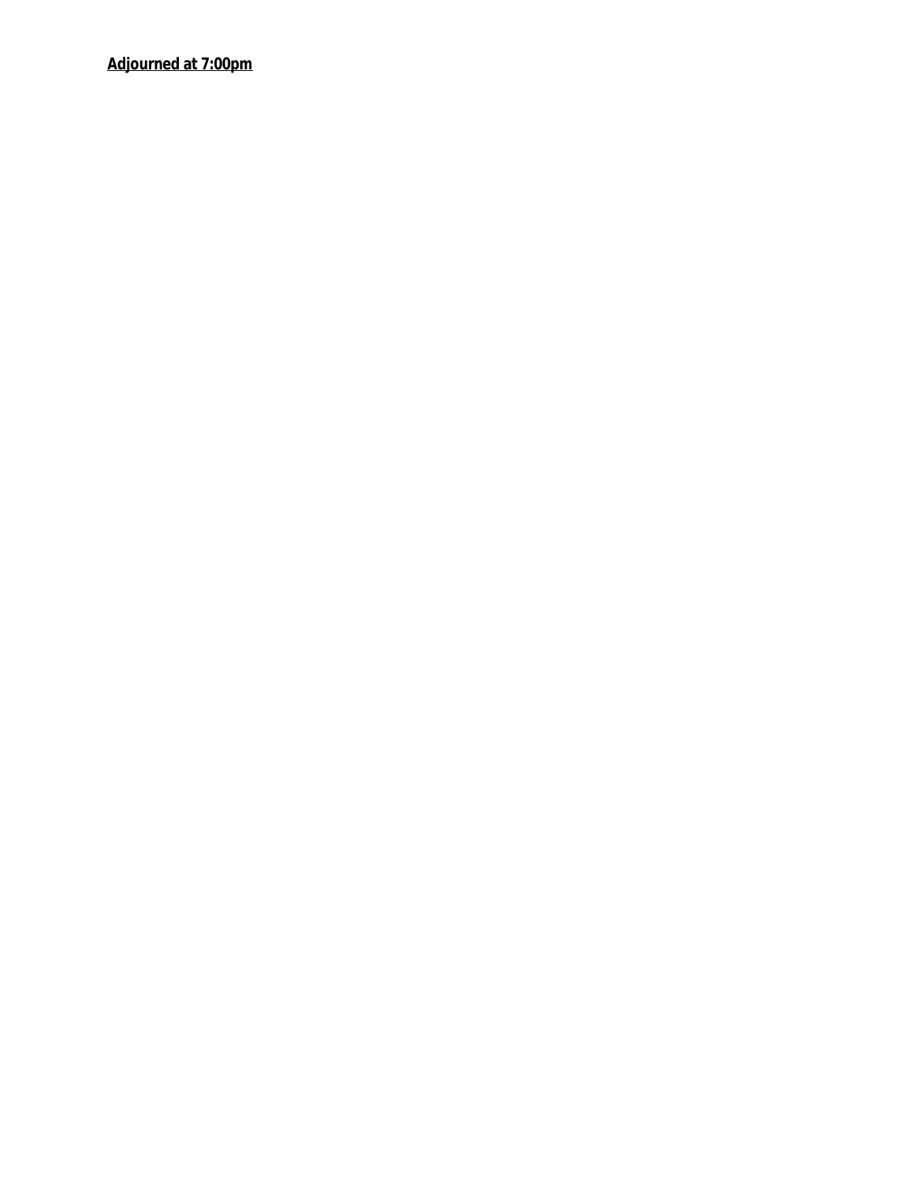**Adjourned at 7:00pm**